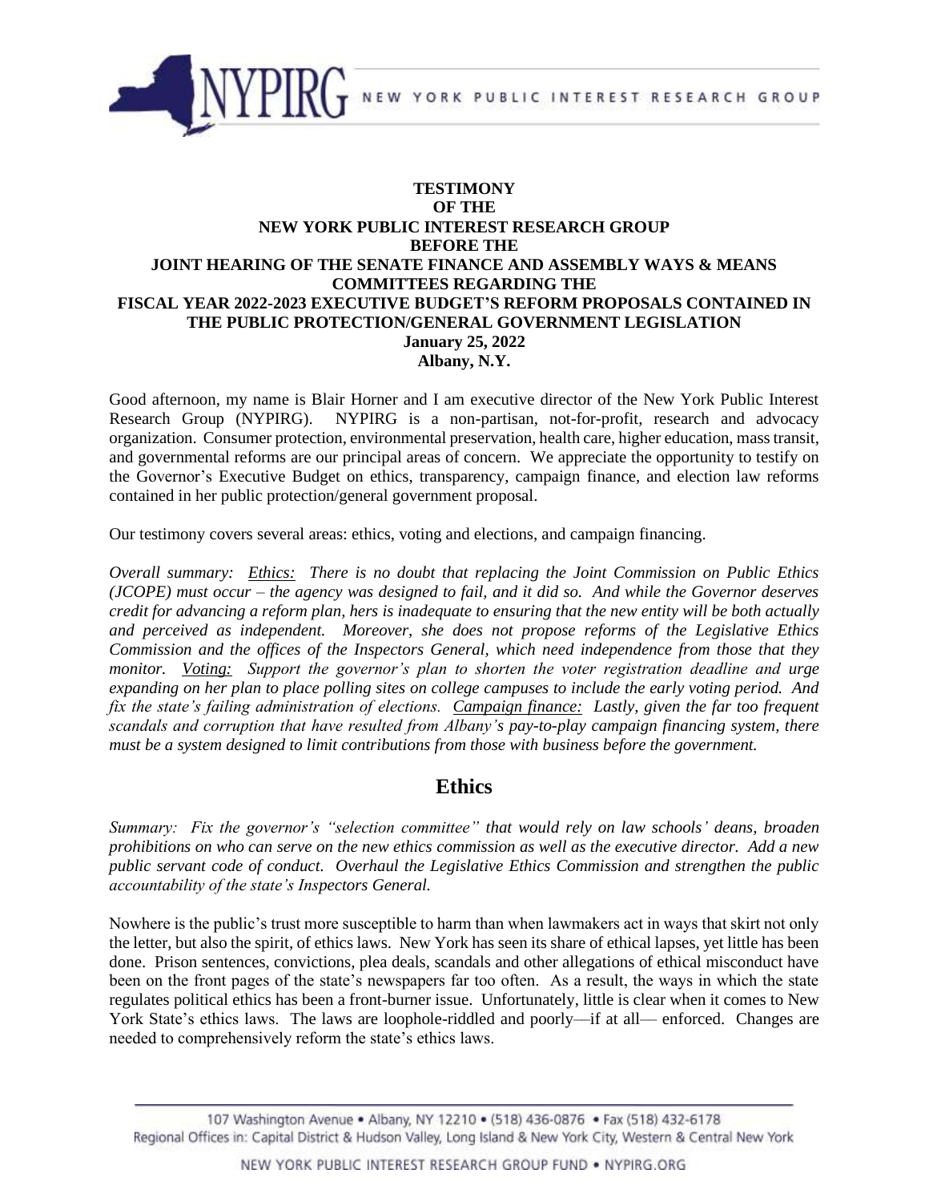**TESTIMONY**
**OF THE**
**NEW YORK PUBLIC INTEREST RESEARCH GROUP**
**BEFORE THE**
**JOINT HEARING OF THE SENATE FINANCE AND ASSEMBLY WAYS & MEANS COMMITTEES REGARDING THE**
**FISCAL YEAR 2022-2023 EXECUTIVE BUDGET'S REFORM PROPOSALS CONTAINED IN THE PUBLIC PROTECTION/GENERAL GOVERNMENT LEGISLATION**
**January 25, 2022**
**Albany, N.Y.**

Good afternoon, my name is Blair Horner and I am executive director of the New York Public Interest Research Group (NYPIRG). NYPIRG is a non-partisan, not-for-profit, research and advocacy organization. Consumer protection, environmental preservation, health care, higher education, mass transit, and governmental reforms are our principal areas of concern. We appreciate the opportunity to testify on the Governor's Executive Budget on ethics, transparency, campaign finance, and election law reforms contained in her public protection/general government proposal.

Our testimony covers several areas: ethics, voting and elections, and campaign financing.

*Overall summary: Ethics: There is no doubt that replacing the Joint Commission on Public Ethics (JCOPE) must occur – the agency was designed to fail, and it did so. And while the Governor deserves credit for advancing a reform plan, hers is inadequate to ensuring that the new entity will be both actually and perceived as independent. Moreover, she does not propose reforms of the Legislative Ethics Commission and the offices of the Inspectors General, which need independence from those that they monitor. Voting: Support the governor's plan to shorten the voter registration deadline and urge expanding on her plan to place polling sites on college campuses to include the early voting period. And fix the state's failing administration of elections. Campaign finance: Lastly, given the far too frequent scandals and corruption that have resulted from Albany's pay-to-play campaign financing system, there must be a system designed to limit contributions from those with business before the government.*

## Ethics

*Summary: Fix the governor's "selection committee" that would rely on law schools' deans, broaden prohibitions on who can serve on the new ethics commission as well as the executive director. Add a new public servant code of conduct. Overhaul the Legislative Ethics Commission and strengthen the public accountability of the state's Inspectors General.*

Nowhere is the public's trust more susceptible to harm than when lawmakers act in ways that skirt not only the letter, but also the spirit, of ethics laws. New York has seen its share of ethical lapses, yet little has been done. Prison sentences, convictions, plea deals, scandals and other allegations of ethical misconduct have been on the front pages of the state's newspapers far too often. As a result, the ways in which the state regulates political ethics has been a front-burner issue. Unfortunately, little is clear when it comes to New York State's ethics laws. The laws are loophole-riddled and poorly—if at all— enforced. Changes are needed to comprehensively reform the state's ethics laws.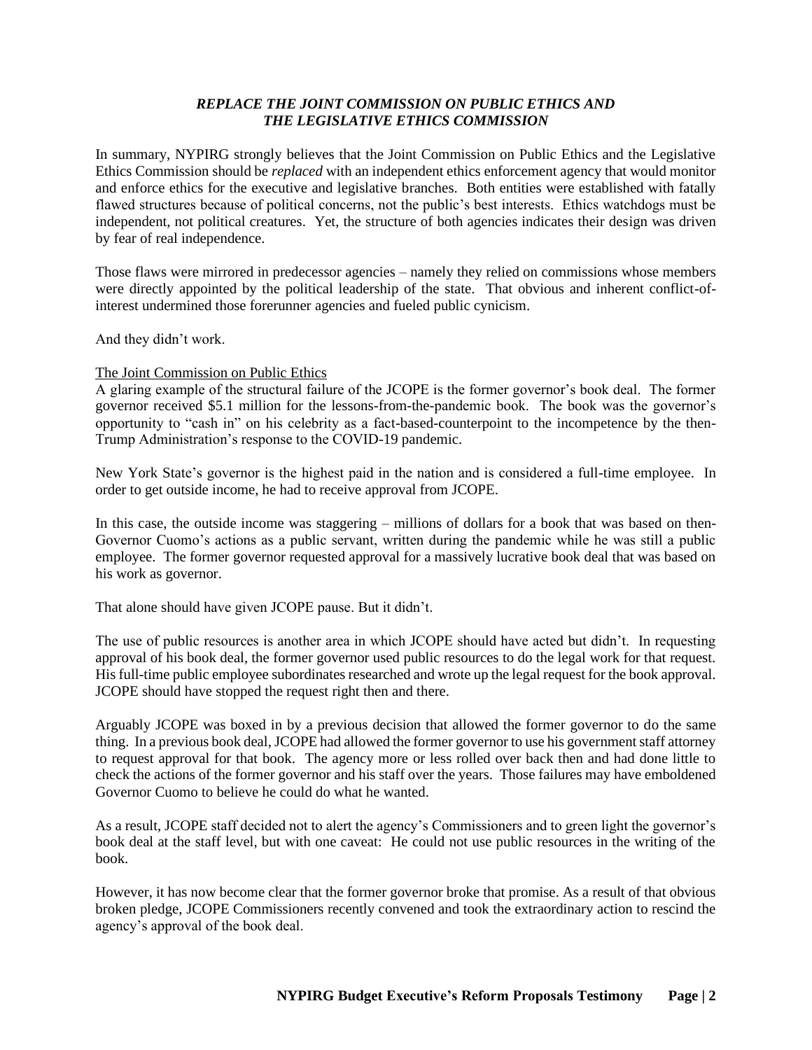## *REPLACE THE JOINT COMMISSION ON PUBLIC ETHICS AND THE LEGISLATIVE ETHICS COMMISSION*

In summary, NYPIRG strongly believes that the Joint Commission on Public Ethics and the Legislative Ethics Commission should be *replaced* with an independent ethics enforcement agency that would monitor and enforce ethics for the executive and legislative branches. Both entities were established with fatally flawed structures because of political concerns, not the public's best interests. Ethics watchdogs must be independent, not political creatures. Yet, the structure of both agencies indicates their design was driven by fear of real independence.

Those flaws were mirrored in predecessor agencies – namely they relied on commissions whose members were directly appointed by the political leadership of the state. That obvious and inherent conflict-of-interest undermined those forerunner agencies and fueled public cynicism.

And they didn't work.

### The Joint Commission on Public Ethics

A glaring example of the structural failure of the JCOPE is the former governor's book deal. The former governor received \$5.1 million for the lessons-from-the-pandemic book. The book was the governor's opportunity to "cash in" on his celebrity as a fact-based-counterpoint to the incompetence by the then-Trump Administration's response to the COVID-19 pandemic.

New York State's governor is the highest paid in the nation and is considered a full-time employee. In order to get outside income, he had to receive approval from JCOPE.

In this case, the outside income was staggering – millions of dollars for a book that was based on then-Governor Cuomo's actions as a public servant, written during the pandemic while he was still a public employee. The former governor requested approval for a massively lucrative book deal that was based on his work as governor.

That alone should have given JCOPE pause. But it didn't.

The use of public resources is another area in which JCOPE should have acted but didn't. In requesting approval of his book deal, the former governor used public resources to do the legal work for that request. His full-time public employee subordinates researched and wrote up the legal request for the book approval. JCOPE should have stopped the request right then and there.

Arguably JCOPE was boxed in by a previous decision that allowed the former governor to do the same thing. In a previous book deal, JCOPE had allowed the former governor to use his government staff attorney to request approval for that book. The agency more or less rolled over back then and had done little to check the actions of the former governor and his staff over the years. Those failures may have emboldened Governor Cuomo to believe he could do what he wanted.

As a result, JCOPE staff decided not to alert the agency's Commissioners and to green light the governor's book deal at the staff level, but with one caveat: He could not use public resources in the writing of the book.

However, it has now become clear that the former governor broke that promise. As a result of that obvious broken pledge, JCOPE Commissioners recently convened and took the extraordinary action to rescind the agency's approval of the book deal.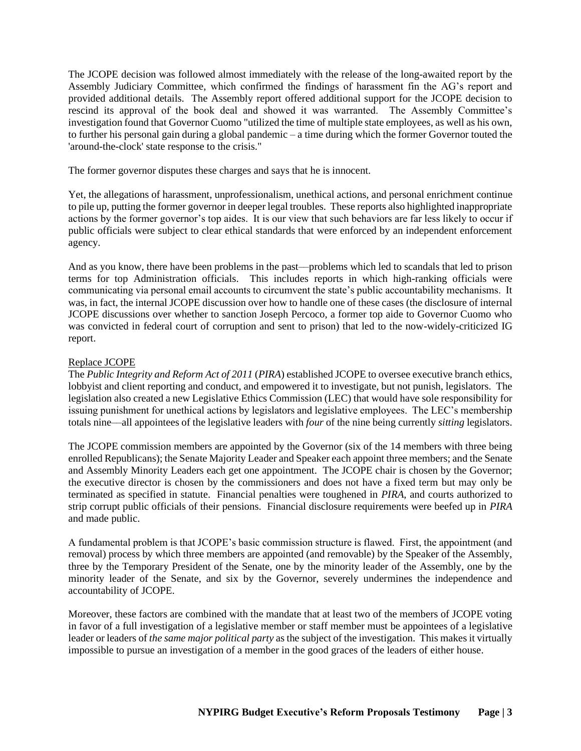The JCOPE decision was followed almost immediately with the release of the long-awaited report by the Assembly Judiciary Committee, which confirmed the findings of harassment fin the AG's report and provided additional details. The Assembly report offered additional support for the JCOPE decision to rescind its approval of the book deal and showed it was warranted. The Assembly Committee's investigation found that Governor Cuomo "utilized the time of multiple state employees, as well as his own, to further his personal gain during a global pandemic – a time during which the former Governor touted the 'around-the-clock' state response to the crisis."

The former governor disputes these charges and says that he is innocent.

Yet, the allegations of harassment, unprofessionalism, unethical actions, and personal enrichment continue to pile up, putting the former governor in deeper legal troubles. These reports also highlighted inappropriate actions by the former governor's top aides. It is our view that such behaviors are far less likely to occur if public officials were subject to clear ethical standards that were enforced by an independent enforcement agency.

And as you know, there have been problems in the past—problems which led to scandals that led to prison terms for top Administration officials. This includes reports in which high-ranking officials were communicating via personal email accounts to circumvent the state's public accountability mechanisms. It was, in fact, the internal JCOPE discussion over how to handle one of these cases (the disclosure of internal JCOPE discussions over whether to sanction Joseph Percoco, a former top aide to Governor Cuomo who was convicted in federal court of corruption and sent to prison) that led to the now-widely-criticized IG report.

## Replace JCOPE

The *Public Integrity and Reform Act of 2011* (*PIRA*) established JCOPE to oversee executive branch ethics, lobbyist and client reporting and conduct, and empowered it to investigate, but not punish, legislators. The legislation also created a new Legislative Ethics Commission (LEC) that would have sole responsibility for issuing punishment for unethical actions by legislators and legislative employees. The LEC's membership totals nine—all appointees of the legislative leaders with *four* of the nine being currently *sitting* legislators.

The JCOPE commission members are appointed by the Governor (six of the 14 members with three being enrolled Republicans); the Senate Majority Leader and Speaker each appoint three members; and the Senate and Assembly Minority Leaders each get one appointment. The JCOPE chair is chosen by the Governor; the executive director is chosen by the commissioners and does not have a fixed term but may only be terminated as specified in statute. Financial penalties were toughened in *PIRA*, and courts authorized to strip corrupt public officials of their pensions. Financial disclosure requirements were beefed up in *PIRA* and made public.

A fundamental problem is that JCOPE's basic commission structure is flawed. First, the appointment (and removal) process by which three members are appointed (and removable) by the Speaker of the Assembly, three by the Temporary President of the Senate, one by the minority leader of the Assembly, one by the minority leader of the Senate, and six by the Governor, severely undermines the independence and accountability of JCOPE.

Moreover, these factors are combined with the mandate that at least two of the members of JCOPE voting in favor of a full investigation of a legislative member or staff member must be appointees of a legislative leader or leaders of *the same major political party* as the subject of the investigation. This makes it virtually impossible to pursue an investigation of a member in the good graces of the leaders of either house.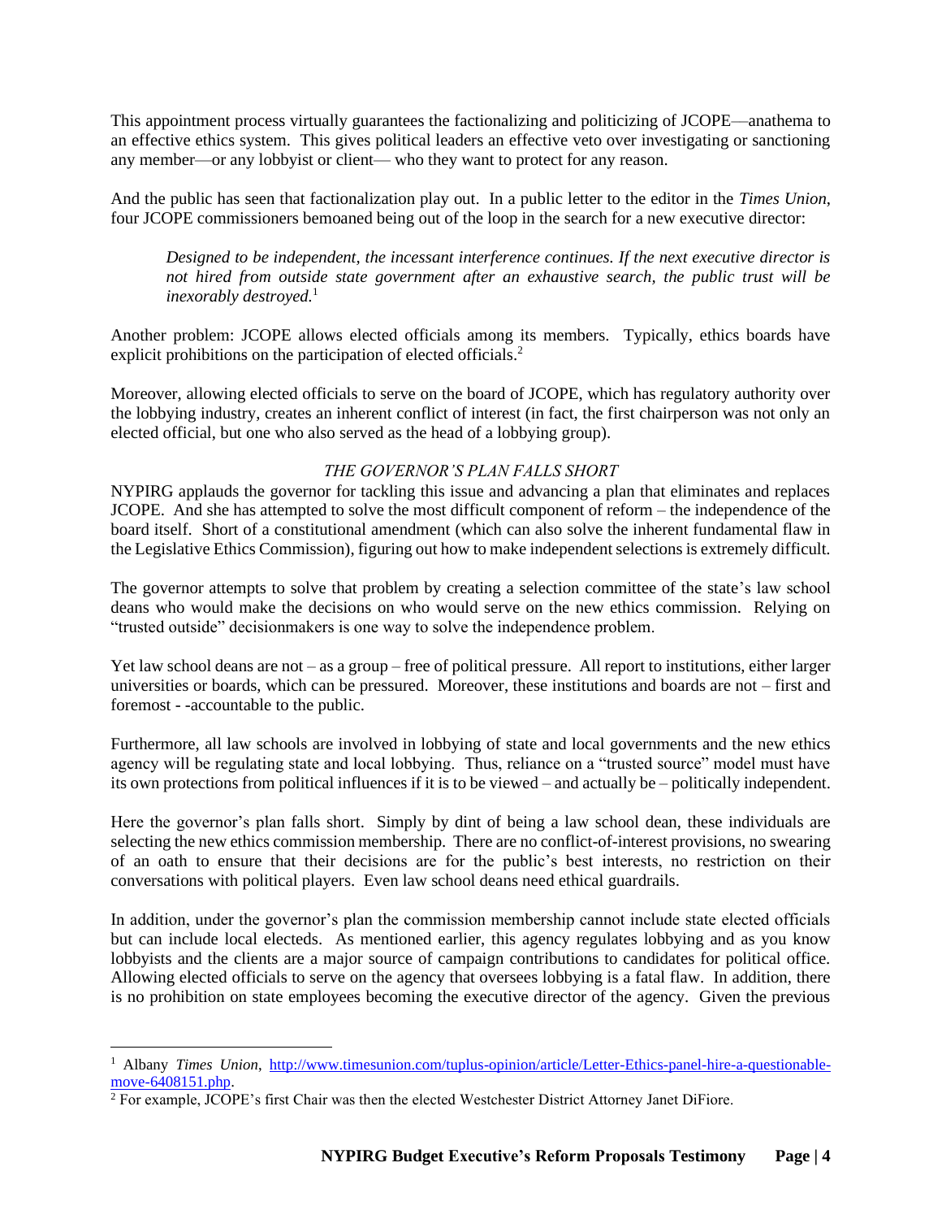This appointment process virtually guarantees the factionalizing and politicizing of JCOPE—anathema to an effective ethics system. This gives political leaders an effective veto over investigating or sanctioning any member—or any lobbyist or client— who they want to protect for any reason.

And the public has seen that factionalization play out. In a public letter to the editor in the *Times Union*, four JCOPE commissioners bemoaned being out of the loop in the search for a new executive director:

> *Designed to be independent, the incessant interference continues. If the next executive director is not hired from outside state government after an exhaustive search, the public trust will be inexorably destroyed.*[1]

Another problem: JCOPE allows elected officials among its members. Typically, ethics boards have explicit prohibitions on the participation of elected officials.[2]

Moreover, allowing elected officials to serve on the board of JCOPE, which has regulatory authority over the lobbying industry, creates an inherent conflict of interest (in fact, the first chairperson was not only an elected official, but one who also served as the head of a lobbying group).

### *THE GOVERNOR'S PLAN FALLS SHORT*

NYPIRG applauds the governor for tackling this issue and advancing a plan that eliminates and replaces JCOPE. And she has attempted to solve the most difficult component of reform – the independence of the board itself. Short of a constitutional amendment (which can also solve the inherent fundamental flaw in the Legislative Ethics Commission), figuring out how to make independent selections is extremely difficult.

The governor attempts to solve that problem by creating a selection committee of the state's law school deans who would make the decisions on who would serve on the new ethics commission. Relying on "trusted outside" decisionmakers is one way to solve the independence problem.

Yet law school deans are not – as a group – free of political pressure. All report to institutions, either larger universities or boards, which can be pressured. Moreover, these institutions and boards are not – first and foremost - -accountable to the public.

Furthermore, all law schools are involved in lobbying of state and local governments and the new ethics agency will be regulating state and local lobbying. Thus, reliance on a "trusted source" model must have its own protections from political influences if it is to be viewed – and actually be – politically independent.

Here the governor's plan falls short. Simply by dint of being a law school dean, these individuals are selecting the new ethics commission membership. There are no conflict-of-interest provisions, no swearing of an oath to ensure that their decisions are for the public's best interests, no restriction on their conversations with political players. Even law school deans need ethical guardrails.

In addition, under the governor's plan the commission membership cannot include state elected officials but can include local electeds. As mentioned earlier, this agency regulates lobbying and as you know lobbyists and the clients are a major source of campaign contributions to candidates for political office. Allowing elected officials to serve on the agency that oversees lobbying is a fatal flaw. In addition, there is no prohibition on state employees becoming the executive director of the agency. Given the previous

---

[1] Albany *Times Union*, http://www.timesunion.com/tuplus-opinion/article/Letter-Ethics-panel-hire-a-questionable-move-6408151.php.

[2] For example, JCOPE's first Chair was then the elected Westchester District Attorney Janet DiFiore.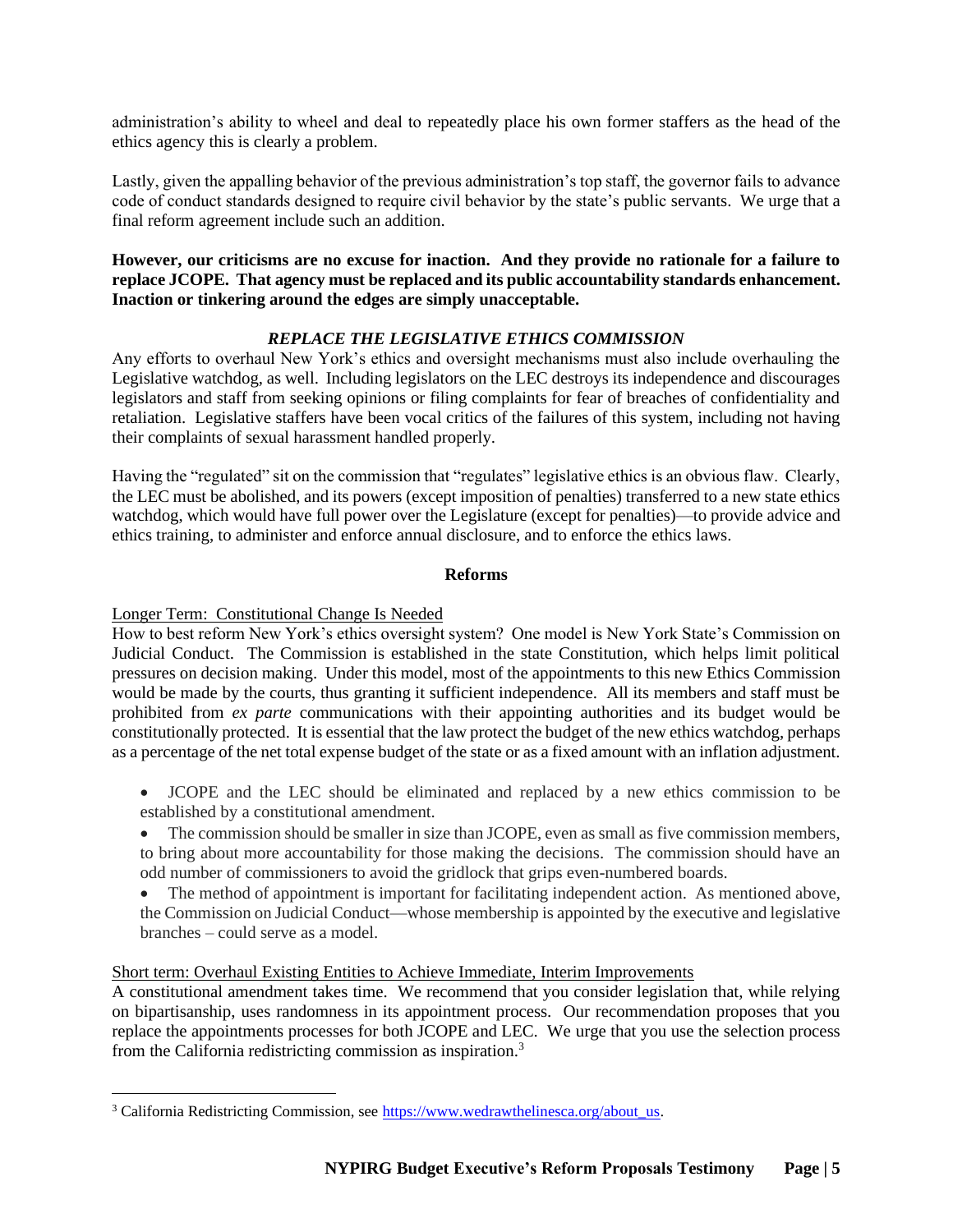administration's ability to wheel and deal to repeatedly place his own former staffers as the head of the ethics agency this is clearly a problem.

Lastly, given the appalling behavior of the previous administration's top staff, the governor fails to advance code of conduct standards designed to require civil behavior by the state's public servants. We urge that a final reform agreement include such an addition.

**However, our criticisms are no excuse for inaction. And they provide no rationale for a failure to replace JCOPE. That agency must be replaced and its public accountability standards enhancement. Inaction or tinkering around the edges are simply unacceptable.**

### *REPLACE THE LEGISLATIVE ETHICS COMMISSION*

Any efforts to overhaul New York's ethics and oversight mechanisms must also include overhauling the Legislative watchdog, as well. Including legislators on the LEC destroys its independence and discourages legislators and staff from seeking opinions or filing complaints for fear of breaches of confidentiality and retaliation. Legislative staffers have been vocal critics of the failures of this system, including not having their complaints of sexual harassment handled properly.

Having the "regulated" sit on the commission that "regulates" legislative ethics is an obvious flaw. Clearly, the LEC must be abolished, and its powers (except imposition of penalties) transferred to a new state ethics watchdog, which would have full power over the Legislature (except for penalties)—to provide advice and ethics training, to administer and enforce annual disclosure, and to enforce the ethics laws.

### **Reforms**

Longer Term: Constitutional Change Is Needed

How to best reform New York's ethics oversight system? One model is New York State's Commission on Judicial Conduct. The Commission is established in the state Constitution, which helps limit political pressures on decision making. Under this model, most of the appointments to this new Ethics Commission would be made by the courts, thus granting it sufficient independence. All its members and staff must be prohibited from *ex parte* communications with their appointing authorities and its budget would be constitutionally protected. It is essential that the law protect the budget of the new ethics watchdog, perhaps as a percentage of the net total expense budget of the state or as a fixed amount with an inflation adjustment.

- JCOPE and the LEC should be eliminated and replaced by a new ethics commission to be established by a constitutional amendment.
- The commission should be smaller in size than JCOPE, even as small as five commission members, to bring about more accountability for those making the decisions. The commission should have an odd number of commissioners to avoid the gridlock that grips even-numbered boards.
- The method of appointment is important for facilitating independent action. As mentioned above, the Commission on Judicial Conduct—whose membership is appointed by the executive and legislative branches – could serve as a model.

Short term: Overhaul Existing Entities to Achieve Immediate, Interim Improvements

A constitutional amendment takes time. We recommend that you consider legislation that, while relying on bipartisanship, uses randomness in its appointment process. Our recommendation proposes that you replace the appointments processes for both JCOPE and LEC. We urge that you use the selection process from the California redistricting commission as inspiration.[3]

[3] California Redistricting Commission, see https://www.wedrawthelinesca.org/about_us.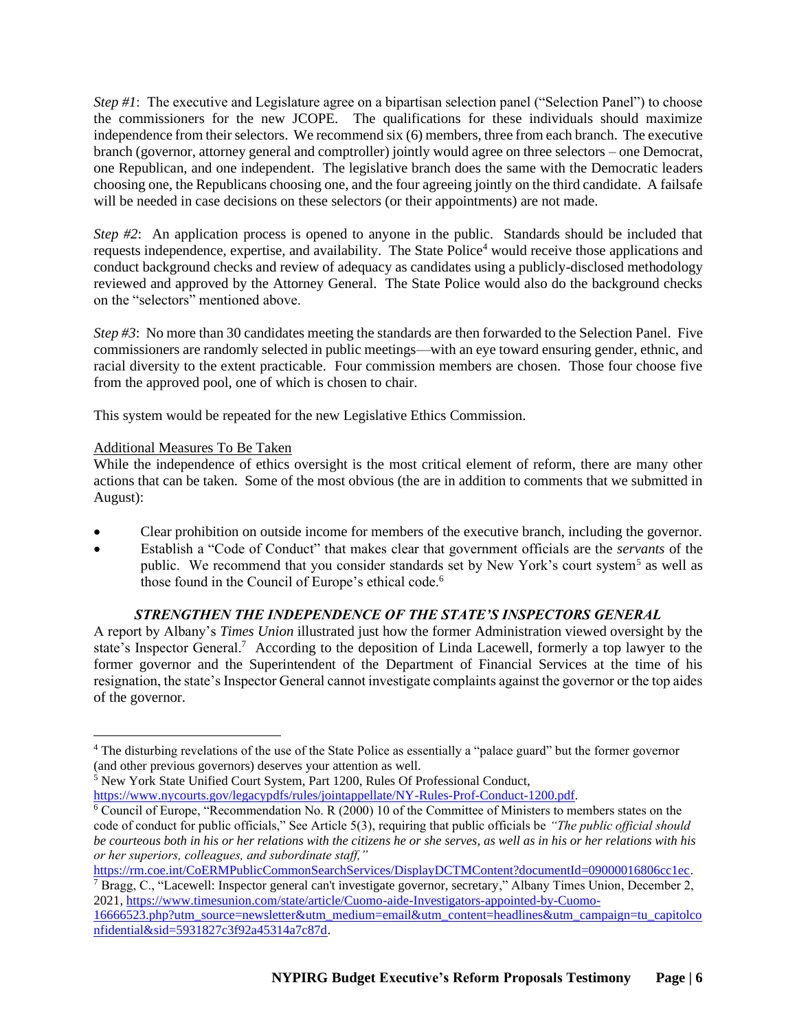*Step #1*: The executive and Legislature agree on a bipartisan selection panel ("Selection Panel") to choose the commissioners for the new JCOPE. The qualifications for these individuals should maximize independence from their selectors. We recommend six (6) members, three from each branch. The executive branch (governor, attorney general and comptroller) jointly would agree on three selectors – one Democrat, one Republican, and one independent. The legislative branch does the same with the Democratic leaders choosing one, the Republicans choosing one, and the four agreeing jointly on the third candidate. A failsafe will be needed in case decisions on these selectors (or their appointments) are not made.

*Step #2*: An application process is opened to anyone in the public. Standards should be included that requests independence, expertise, and availability. The State Police[4] would receive those applications and conduct background checks and review of adequacy as candidates using a publicly-disclosed methodology reviewed and approved by the Attorney General. The State Police would also do the background checks on the "selectors" mentioned above.

*Step #3*: No more than 30 candidates meeting the standards are then forwarded to the Selection Panel. Five commissioners are randomly selected in public meetings—with an eye toward ensuring gender, ethnic, and racial diversity to the extent practicable. Four commission members are chosen. Those four choose five from the approved pool, one of which is chosen to chair.

This system would be repeated for the new Legislative Ethics Commission.

Additional Measures To Be Taken

While the independence of ethics oversight is the most critical element of reform, there are many other actions that can be taken. Some of the most obvious (the are in addition to comments that we submitted in August):

- Clear prohibition on outside income for members of the executive branch, including the governor.
- Establish a "Code of Conduct" that makes clear that government officials are the *servants* of the public. We recommend that you consider standards set by New York's court system[5] as well as those found in the Council of Europe's ethical code.[6]

### *STRENGTHEN THE INDEPENDENCE OF THE STATE'S INSPECTORS GENERAL*

A report by Albany's *Times Union* illustrated just how the former Administration viewed oversight by the state's Inspector General.[7] According to the deposition of Linda Lacewell, formerly a top lawyer to the former governor and the Superintendent of the Department of Financial Services at the time of his resignation, the state's Inspector General cannot investigate complaints against the governor or the top aides of the governor.

---

[4] The disturbing revelations of the use of the State Police as essentially a "palace guard" but the former governor (and other previous governors) deserves your attention as well.

[5] New York State Unified Court System, Part 1200, Rules Of Professional Conduct, https://www.nycourts.gov/legacypdfs/rules/jointappellate/NY-Rules-Prof-Conduct-1200.pdf.

[6] Council of Europe, "Recommendation No. R (2000) 10 of the Committee of Ministers to members states on the code of conduct for public officials," See Article 5(3), requiring that public officials be *"The public official should be courteous both in his or her relations with the citizens he or she serves, as well as in his or her relations with his or her superiors, colleagues, and subordinate staff,"* https://rm.coe.int/CoERMPublicCommonSearchServices/DisplayDCTMContent?documentId=09000016806cc1ec.

[7] Bragg, C., "Lacewell: Inspector general can't investigate governor, secretary," Albany Times Union, December 2, 2021, https://www.timesunion.com/state/article/Cuomo-aide-Investigators-appointed-by-Cuomo-16666523.php?utm_source=newsletter&utm_medium=email&utm_content=headlines&utm_campaign=tu_capitolconfidential&sid=5931827c3f92a45314a7c87d.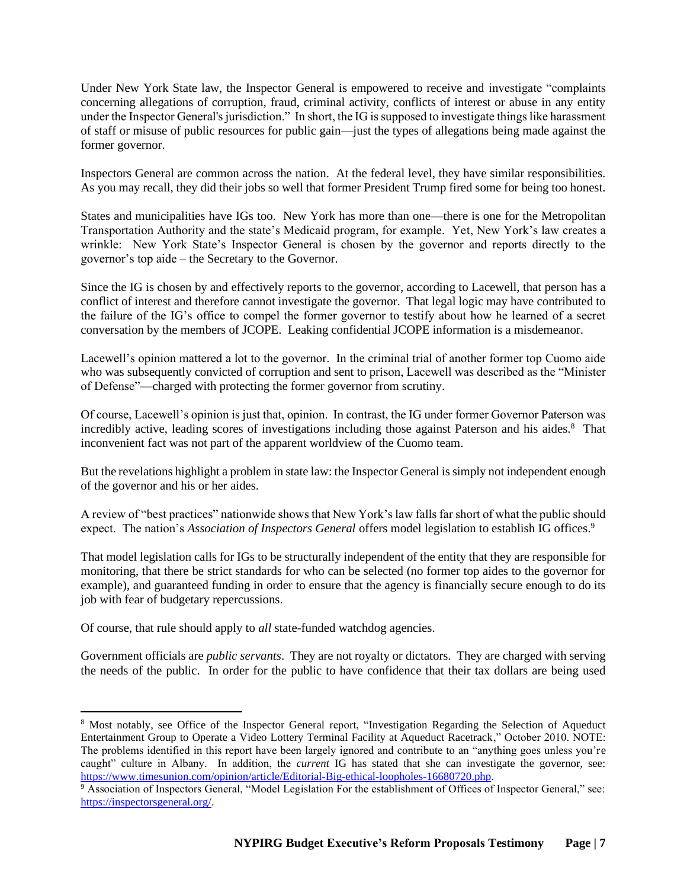Under New York State law, the Inspector General is empowered to receive and investigate "complaints concerning allegations of corruption, fraud, criminal activity, conflicts of interest or abuse in any entity under the Inspector General's jurisdiction." In short, the IG is supposed to investigate things like harassment of staff or misuse of public resources for public gain—just the types of allegations being made against the former governor.

Inspectors General are common across the nation. At the federal level, they have similar responsibilities. As you may recall, they did their jobs so well that former President Trump fired some for being too honest.

States and municipalities have IGs too. New York has more than one—there is one for the Metropolitan Transportation Authority and the state's Medicaid program, for example. Yet, New York's law creates a wrinkle: New York State's Inspector General is chosen by the governor and reports directly to the governor's top aide – the Secretary to the Governor.

Since the IG is chosen by and effectively reports to the governor, according to Lacewell, that person has a conflict of interest and therefore cannot investigate the governor. That legal logic may have contributed to the failure of the IG's office to compel the former governor to testify about how he learned of a secret conversation by the members of JCOPE. Leaking confidential JCOPE information is a misdemeanor.

Lacewell's opinion mattered a lot to the governor. In the criminal trial of another former top Cuomo aide who was subsequently convicted of corruption and sent to prison, Lacewell was described as the "Minister of Defense"—charged with protecting the former governor from scrutiny.

Of course, Lacewell's opinion is just that, opinion. In contrast, the IG under former Governor Paterson was incredibly active, leading scores of investigations including those against Paterson and his aides.[8] That inconvenient fact was not part of the apparent worldview of the Cuomo team.

But the revelations highlight a problem in state law: the Inspector General is simply not independent enough of the governor and his or her aides.

A review of "best practices" nationwide shows that New York's law falls far short of what the public should expect. The nation's *Association of Inspectors General* offers model legislation to establish IG offices.[9]

That model legislation calls for IGs to be structurally independent of the entity that they are responsible for monitoring, that there be strict standards for who can be selected (no former top aides to the governor for example), and guaranteed funding in order to ensure that the agency is financially secure enough to do its job with fear of budgetary repercussions.

Of course, that rule should apply to *all* state-funded watchdog agencies.

Government officials are *public servants*. They are not royalty or dictators. They are charged with serving the needs of the public. In order for the public to have confidence that their tax dollars are being used

---

[8] Most notably, see Office of the Inspector General report, "Investigation Regarding the Selection of Aqueduct Entertainment Group to Operate a Video Lottery Terminal Facility at Aqueduct Racetrack," October 2010. NOTE: The problems identified in this report have been largely ignored and contribute to an "anything goes unless you're caught" culture in Albany. In addition, the *current* IG has stated that she can investigate the governor, see: https://www.timesunion.com/opinion/article/Editorial-Big-ethical-loopholes-16680720.php.

[9] Association of Inspectors General, "Model Legislation For the establishment of Offices of Inspector General," see: https://inspectorsgeneral.org/.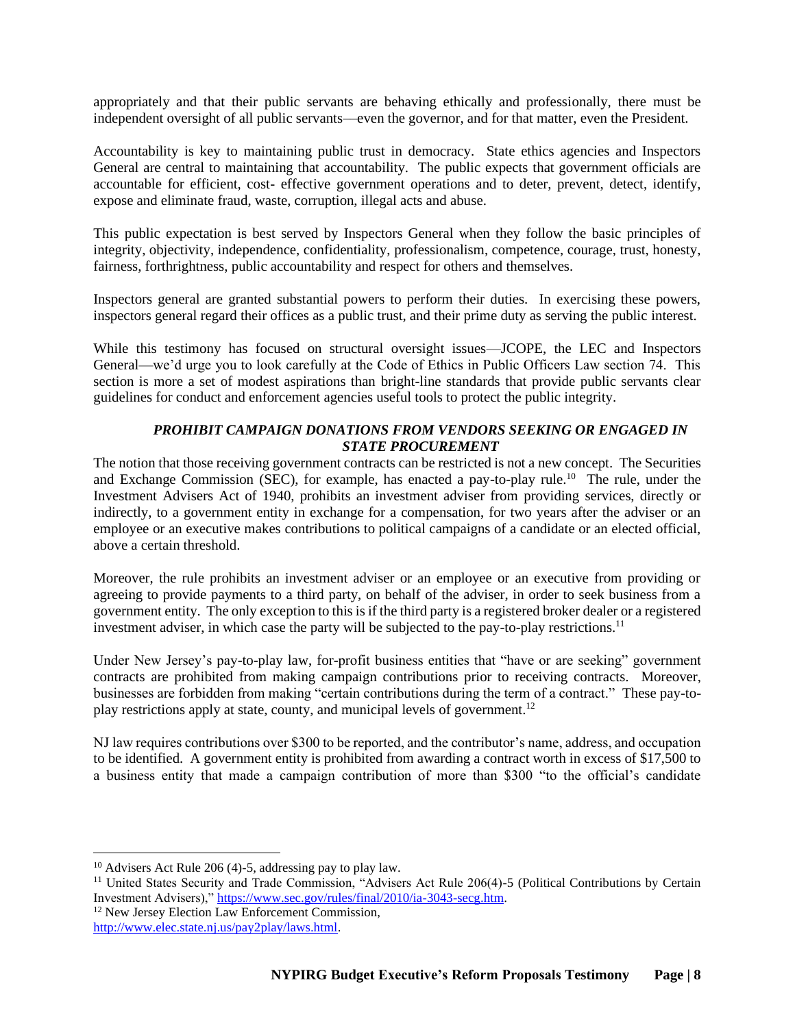appropriately and that their public servants are behaving ethically and professionally, there must be independent oversight of all public servants—even the governor, and for that matter, even the President.

Accountability is key to maintaining public trust in democracy. State ethics agencies and Inspectors General are central to maintaining that accountability. The public expects that government officials are accountable for efficient, cost- effective government operations and to deter, prevent, detect, identify, expose and eliminate fraud, waste, corruption, illegal acts and abuse.

This public expectation is best served by Inspectors General when they follow the basic principles of integrity, objectivity, independence, confidentiality, professionalism, competence, courage, trust, honesty, fairness, forthrightness, public accountability and respect for others and themselves.

Inspectors general are granted substantial powers to perform their duties. In exercising these powers, inspectors general regard their offices as a public trust, and their prime duty as serving the public interest.

While this testimony has focused on structural oversight issues—JCOPE, the LEC and Inspectors General—we'd urge you to look carefully at the Code of Ethics in Public Officers Law section 74. This section is more a set of modest aspirations than bright-line standards that provide public servants clear guidelines for conduct and enforcement agencies useful tools to protect the public integrity.

### *PROHIBIT CAMPAIGN DONATIONS FROM VENDORS SEEKING OR ENGAGED IN STATE PROCUREMENT*

The notion that those receiving government contracts can be restricted is not a new concept. The Securities and Exchange Commission (SEC), for example, has enacted a pay-to-play rule.[10] The rule, under the Investment Advisers Act of 1940, prohibits an investment adviser from providing services, directly or indirectly, to a government entity in exchange for a compensation, for two years after the adviser or an employee or an executive makes contributions to political campaigns of a candidate or an elected official, above a certain threshold.

Moreover, the rule prohibits an investment adviser or an employee or an executive from providing or agreeing to provide payments to a third party, on behalf of the adviser, in order to seek business from a government entity. The only exception to this is if the third party is a registered broker dealer or a registered investment adviser, in which case the party will be subjected to the pay-to-play restrictions.[11]

Under New Jersey's pay-to-play law, for-profit business entities that "have or are seeking" government contracts are prohibited from making campaign contributions prior to receiving contracts. Moreover, businesses are forbidden from making "certain contributions during the term of a contract." These pay-to-play restrictions apply at state, county, and municipal levels of government.[12]

NJ law requires contributions over $300 to be reported, and the contributor's name, address, and occupation to be identified. A government entity is prohibited from awarding a contract worth in excess of $17,500 to a business entity that made a campaign contribution of more than $300 "to the official's candidate

---

[10] Advisers Act Rule 206 (4)-5, addressing pay to play law.

[11] United States Security and Trade Commission, "Advisers Act Rule 206(4)-5 (Political Contributions by Certain Investment Advisers)," https://www.sec.gov/rules/final/2010/ia-3043-secg.htm.

[12] New Jersey Election Law Enforcement Commission, http://www.elec.state.nj.us/pay2play/laws.html.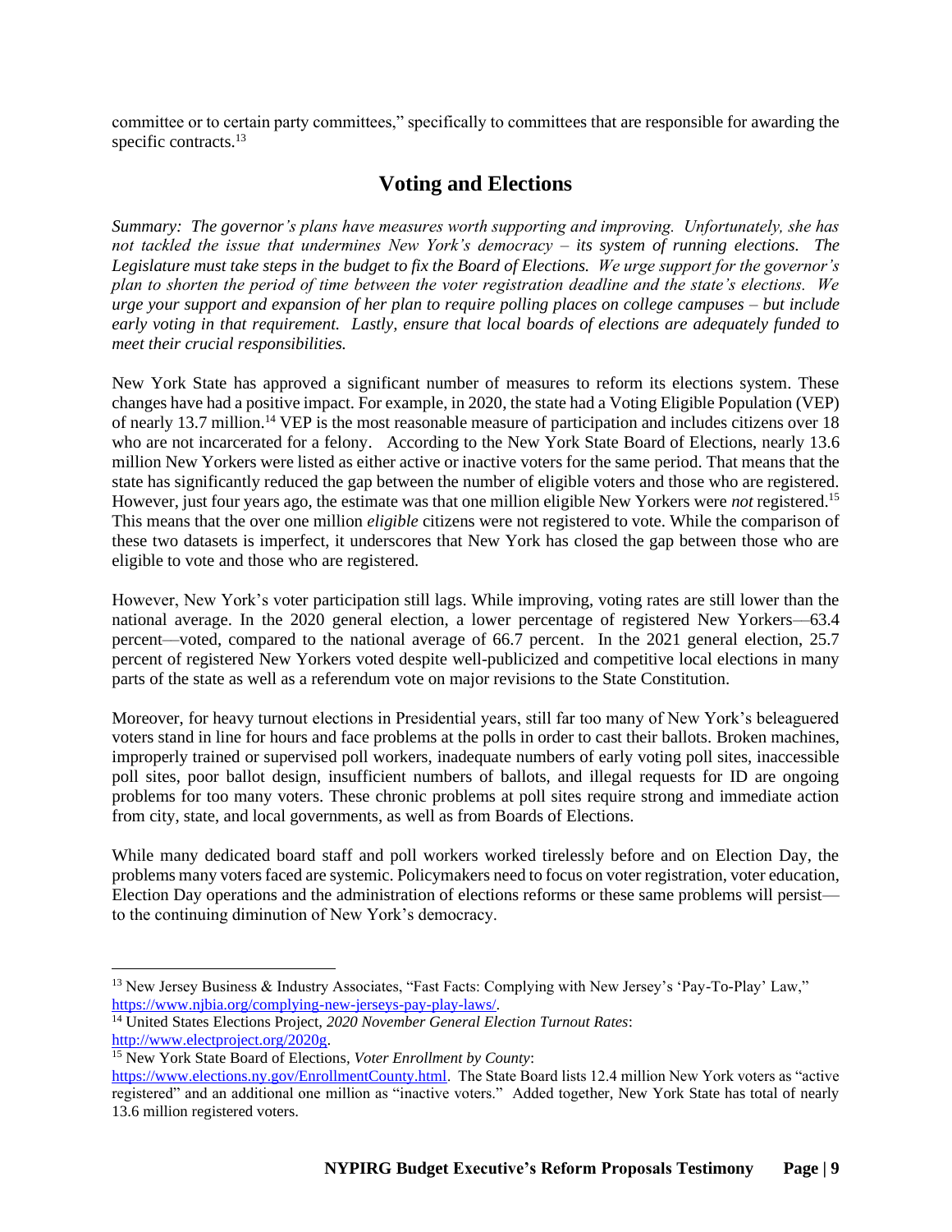committee or to certain party committees," specifically to committees that are responsible for awarding the specific contracts.[13]

## Voting and Elections

*Summary: The governor's plans have measures worth supporting and improving. Unfortunately, she has not tackled the issue that undermines New York's democracy – its system of running elections. The Legislature must take steps in the budget to fix the Board of Elections. We urge support for the governor's plan to shorten the period of time between the voter registration deadline and the state's elections. We urge your support and expansion of her plan to require polling places on college campuses – but include early voting in that requirement. Lastly, ensure that local boards of elections are adequately funded to meet their crucial responsibilities.*

New York State has approved a significant number of measures to reform its elections system. These changes have had a positive impact. For example, in 2020, the state had a Voting Eligible Population (VEP) of nearly 13.7 million.[14] VEP is the most reasonable measure of participation and includes citizens over 18 who are not incarcerated for a felony. According to the New York State Board of Elections, nearly 13.6 million New Yorkers were listed as either active or inactive voters for the same period. That means that the state has significantly reduced the gap between the number of eligible voters and those who are registered. However, just four years ago, the estimate was that one million eligible New Yorkers were *not* registered.[15] This means that the over one million *eligible* citizens were not registered to vote. While the comparison of these two datasets is imperfect, it underscores that New York has closed the gap between those who are eligible to vote and those who are registered.

However, New York's voter participation still lags. While improving, voting rates are still lower than the national average. In the 2020 general election, a lower percentage of registered New Yorkers—63.4 percent—voted, compared to the national average of 66.7 percent. In the 2021 general election, 25.7 percent of registered New Yorkers voted despite well-publicized and competitive local elections in many parts of the state as well as a referendum vote on major revisions to the State Constitution.

Moreover, for heavy turnout elections in Presidential years, still far too many of New York's beleaguered voters stand in line for hours and face problems at the polls in order to cast their ballots. Broken machines, improperly trained or supervised poll workers, inadequate numbers of early voting poll sites, inaccessible poll sites, poor ballot design, insufficient numbers of ballots, and illegal requests for ID are ongoing problems for too many voters. These chronic problems at poll sites require strong and immediate action from city, state, and local governments, as well as from Boards of Elections.

While many dedicated board staff and poll workers worked tirelessly before and on Election Day, the problems many voters faced are systemic. Policymakers need to focus on voter registration, voter education, Election Day operations and the administration of elections reforms or these same problems will persist—to the continuing diminution of New York's democracy.

---

[13] New Jersey Business & Industry Associates, "Fast Facts: Complying with New Jersey's 'Pay-To-Play' Law," https://www.njbia.org/complying-new-jerseys-pay-play-laws/.

[14] United States Elections Project, *2020 November General Election Turnout Rates*: http://www.electproject.org/2020g.

[15] New York State Board of Elections, *Voter Enrollment by County*: https://www.elections.ny.gov/EnrollmentCounty.html. The State Board lists 12.4 million New York voters as "active registered" and an additional one million as "inactive voters." Added together, New York State has total of nearly 13.6 million registered voters.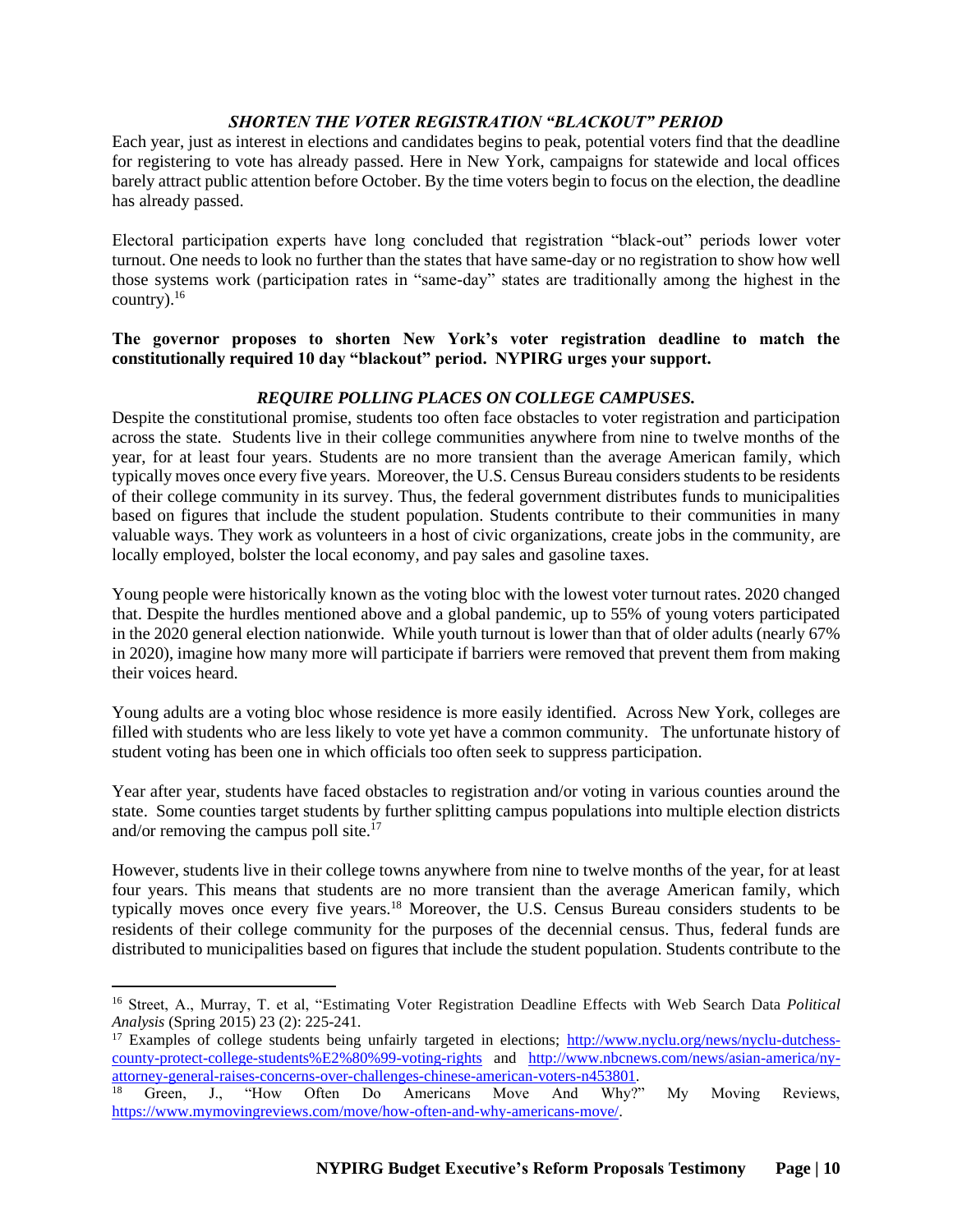### *SHORTEN THE VOTER REGISTRATION "BLACKOUT" PERIOD*

Each year, just as interest in elections and candidates begins to peak, potential voters find that the deadline for registering to vote has already passed. Here in New York, campaigns for statewide and local offices barely attract public attention before October. By the time voters begin to focus on the election, the deadline has already passed.

Electoral participation experts have long concluded that registration "black-out" periods lower voter turnout. One needs to look no further than the states that have same-day or no registration to show how well those systems work (participation rates in "same-day" states are traditionally among the highest in the country).[16]

**The governor proposes to shorten New York's voter registration deadline to match the constitutionally required 10 day "blackout" period. NYPIRG urges your support.**

### *REQUIRE POLLING PLACES ON COLLEGE CAMPUSES.*

Despite the constitutional promise, students too often face obstacles to voter registration and participation across the state. Students live in their college communities anywhere from nine to twelve months of the year, for at least four years. Students are no more transient than the average American family, which typically moves once every five years. Moreover, the U.S. Census Bureau considers students to be residents of their college community in its survey. Thus, the federal government distributes funds to municipalities based on figures that include the student population. Students contribute to their communities in many valuable ways. They work as volunteers in a host of civic organizations, create jobs in the community, are locally employed, bolster the local economy, and pay sales and gasoline taxes.

Young people were historically known as the voting bloc with the lowest voter turnout rates. 2020 changed that. Despite the hurdles mentioned above and a global pandemic, up to 55% of young voters participated in the 2020 general election nationwide. While youth turnout is lower than that of older adults (nearly 67% in 2020), imagine how many more will participate if barriers were removed that prevent them from making their voices heard.

Young adults are a voting bloc whose residence is more easily identified. Across New York, colleges are filled with students who are less likely to vote yet have a common community. The unfortunate history of student voting has been one in which officials too often seek to suppress participation.

Year after year, students have faced obstacles to registration and/or voting in various counties around the state. Some counties target students by further splitting campus populations into multiple election districts and/or removing the campus poll site.[17]

However, students live in their college towns anywhere from nine to twelve months of the year, for at least four years. This means that students are no more transient than the average American family, which typically moves once every five years.[18] Moreover, the U.S. Census Bureau considers students to be residents of their college community for the purposes of the decennial census. Thus, federal funds are distributed to municipalities based on figures that include the student population. Students contribute to the

---

[16] Street, A., Murray, T. et al, "Estimating Voter Registration Deadline Effects with Web Search Data *Political Analysis* (Spring 2015) 23 (2): 225-241.

[17] Examples of college students being unfairly targeted in elections; http://www.nyclu.org/news/nyclu-dutchess-county-protect-college-students%E2%80%99-voting-rights and http://www.nbcnews.com/news/asian-america/ny-attorney-general-raises-concerns-over-challenges-chinese-american-voters-n453801.

[18] Green, J., "How Often Do Americans Move And Why?" My Moving Reviews, https://www.mymovingreviews.com/move/how-often-and-why-americans-move/.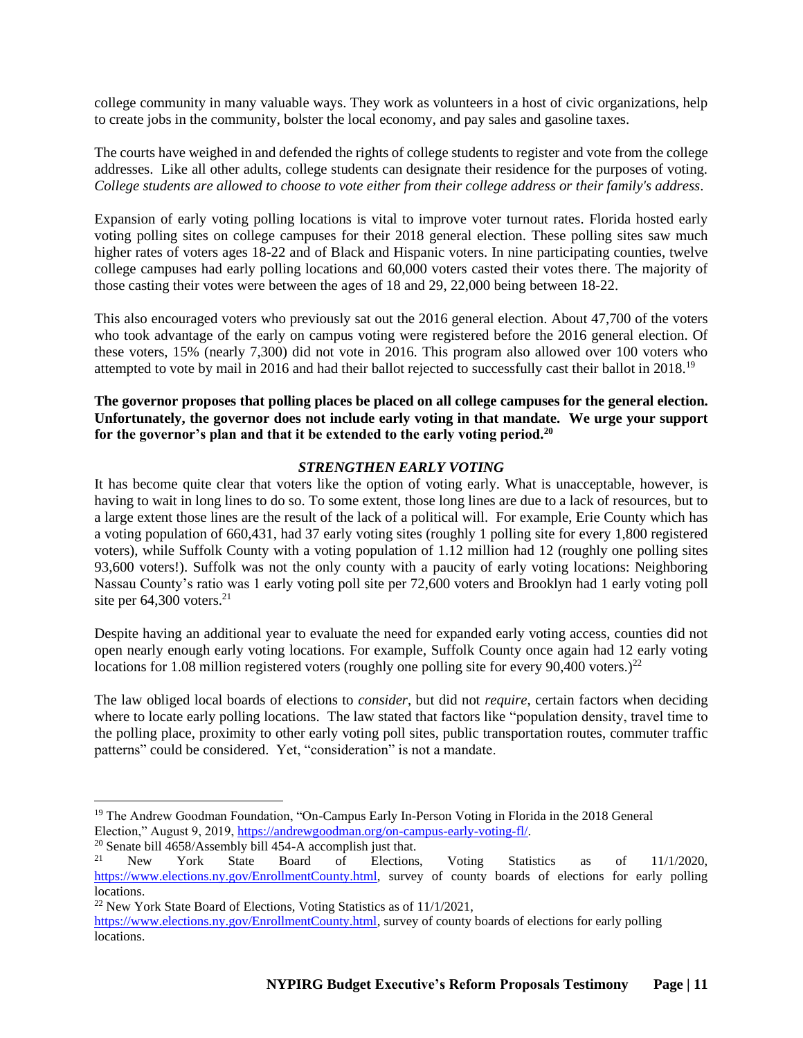college community in many valuable ways. They work as volunteers in a host of civic organizations, help to create jobs in the community, bolster the local economy, and pay sales and gasoline taxes.

The courts have weighed in and defended the rights of college students to register and vote from the college addresses. Like all other adults, college students can designate their residence for the purposes of voting. *College students are allowed to choose to vote either from their college address or their family's address*.

Expansion of early voting polling locations is vital to improve voter turnout rates. Florida hosted early voting polling sites on college campuses for their 2018 general election. These polling sites saw much higher rates of voters ages 18-22 and of Black and Hispanic voters. In nine participating counties, twelve college campuses had early polling locations and 60,000 voters casted their votes there. The majority of those casting their votes were between the ages of 18 and 29, 22,000 being between 18-22.

This also encouraged voters who previously sat out the 2016 general election. About 47,700 of the voters who took advantage of the early on campus voting were registered before the 2016 general election. Of these voters, 15% (nearly 7,300) did not vote in 2016. This program also allowed over 100 voters who attempted to vote by mail in 2016 and had their ballot rejected to successfully cast their ballot in 2018.[19]

**The governor proposes that polling places be placed on all college campuses for the general election. Unfortunately, the governor does not include early voting in that mandate. We urge your support for the governor's plan and that it be extended to the early voting period.[20]**

### *STRENGTHEN EARLY VOTING*

It has become quite clear that voters like the option of voting early. What is unacceptable, however, is having to wait in long lines to do so. To some extent, those long lines are due to a lack of resources, but to a large extent those lines are the result of the lack of a political will. For example, Erie County which has a voting population of 660,431, had 37 early voting sites (roughly 1 polling site for every 1,800 registered voters), while Suffolk County with a voting population of 1.12 million had 12 (roughly one polling sites 93,600 voters!). Suffolk was not the only county with a paucity of early voting locations: Neighboring Nassau County's ratio was 1 early voting poll site per 72,600 voters and Brooklyn had 1 early voting poll site per 64,300 voters.[21]

Despite having an additional year to evaluate the need for expanded early voting access, counties did not open nearly enough early voting locations. For example, Suffolk County once again had 12 early voting locations for 1.08 million registered voters (roughly one polling site for every 90,400 voters.)[22]

The law obliged local boards of elections to *consider*, but did not *require*, certain factors when deciding where to locate early polling locations. The law stated that factors like "population density, travel time to the polling place, proximity to other early voting poll sites, public transportation routes, commuter traffic patterns" could be considered. Yet, "consideration" is not a mandate.

---

[19] The Andrew Goodman Foundation, "On-Campus Early In-Person Voting in Florida in the 2018 General Election," August 9, 2019, https://andrewgoodman.org/on-campus-early-voting-fl/.

[20] Senate bill 4658/Assembly bill 454-A accomplish just that.

[21] New York State Board of Elections, Voting Statistics as of 11/1/2020, https://www.elections.ny.gov/EnrollmentCounty.html, survey of county boards of elections for early polling locations.

[22] New York State Board of Elections, Voting Statistics as of 11/1/2021, https://www.elections.ny.gov/EnrollmentCounty.html, survey of county boards of elections for early polling locations.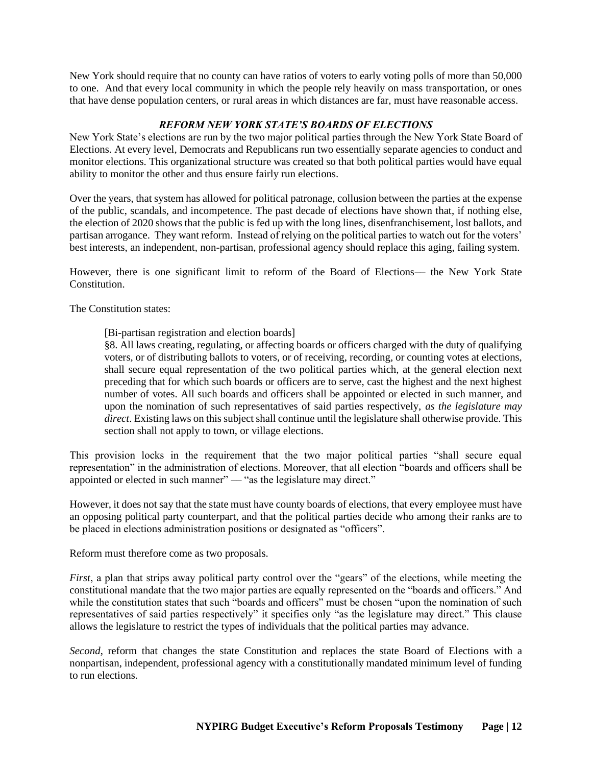New York should require that no county can have ratios of voters to early voting polls of more than 50,000 to one. And that every local community in which the people rely heavily on mass transportation, or ones that have dense population centers, or rural areas in which distances are far, must have reasonable access.

### *REFORM NEW YORK STATE'S BOARDS OF ELECTIONS*

New York State's elections are run by the two major political parties through the New York State Board of Elections. At every level, Democrats and Republicans run two essentially separate agencies to conduct and monitor elections. This organizational structure was created so that both political parties would have equal ability to monitor the other and thus ensure fairly run elections.

Over the years, that system has allowed for political patronage, collusion between the parties at the expense of the public, scandals, and incompetence. The past decade of elections have shown that, if nothing else, the election of 2020 shows that the public is fed up with the long lines, disenfranchisement, lost ballots, and partisan arrogance. They want reform. Instead of relying on the political parties to watch out for the voters' best interests, an independent, non-partisan, professional agency should replace this aging, failing system.

However, there is one significant limit to reform of the Board of Elections— the New York State Constitution.

The Constitution states:

> [Bi-partisan registration and election boards]
> §8. All laws creating, regulating, or affecting boards or officers charged with the duty of qualifying voters, or of distributing ballots to voters, or of receiving, recording, or counting votes at elections, shall secure equal representation of the two political parties which, at the general election next preceding that for which such boards or officers are to serve, cast the highest and the next highest number of votes. All such boards and officers shall be appointed or elected in such manner, and upon the nomination of such representatives of said parties respectively, *as the legislature may direct*. Existing laws on this subject shall continue until the legislature shall otherwise provide. This section shall not apply to town, or village elections.

This provision locks in the requirement that the two major political parties "shall secure equal representation" in the administration of elections. Moreover, that all election "boards and officers shall be appointed or elected in such manner" — "as the legislature may direct."

However, it does not say that the state must have county boards of elections, that every employee must have an opposing political party counterpart, and that the political parties decide who among their ranks are to be placed in elections administration positions or designated as "officers".

Reform must therefore come as two proposals.

*First*, a plan that strips away political party control over the "gears" of the elections, while meeting the constitutional mandate that the two major parties are equally represented on the "boards and officers." And while the constitution states that such "boards and officers" must be chosen "upon the nomination of such representatives of said parties respectively" it specifies only "as the legislature may direct." This clause allows the legislature to restrict the types of individuals that the political parties may advance.

*Second*, reform that changes the state Constitution and replaces the state Board of Elections with a nonpartisan, independent, professional agency with a constitutionally mandated minimum level of funding to run elections.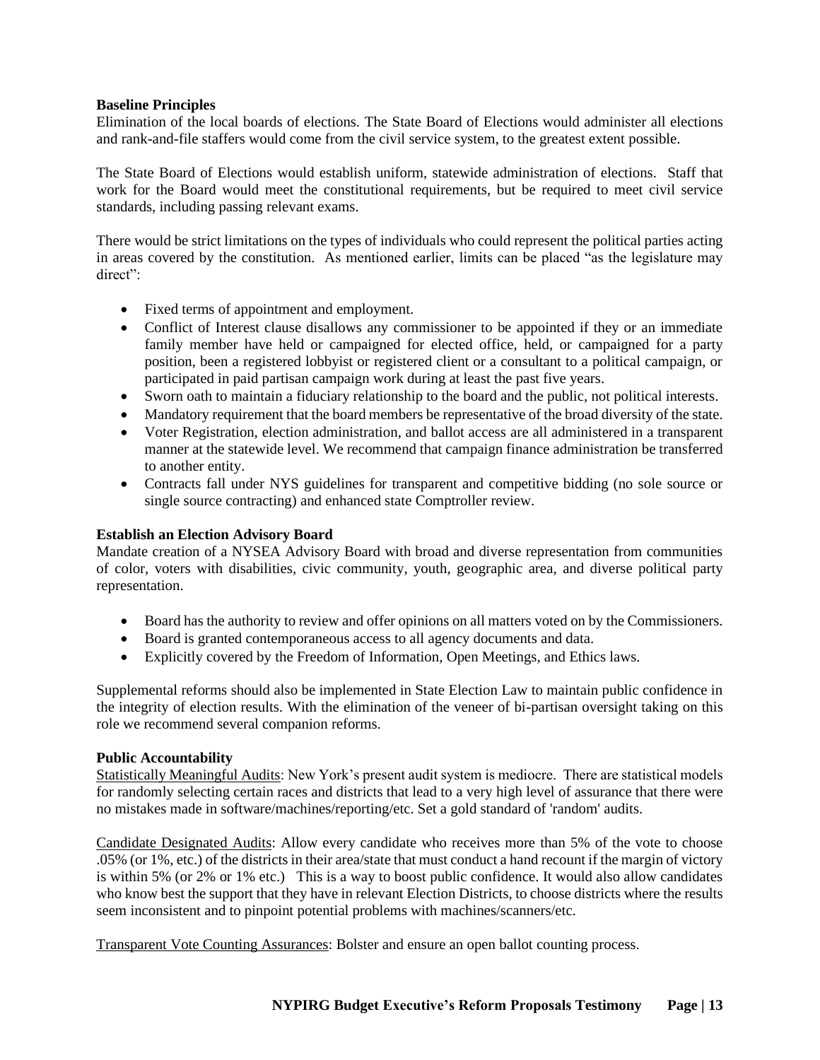**Baseline Principles**

Elimination of the local boards of elections. The State Board of Elections would administer all elections and rank-and-file staffers would come from the civil service system, to the greatest extent possible.

The State Board of Elections would establish uniform, statewide administration of elections. Staff that work for the Board would meet the constitutional requirements, but be required to meet civil service standards, including passing relevant exams.

There would be strict limitations on the types of individuals who could represent the political parties acting in areas covered by the constitution. As mentioned earlier, limits can be placed "as the legislature may direct":

- Fixed terms of appointment and employment.
- Conflict of Interest clause disallows any commissioner to be appointed if they or an immediate family member have held or campaigned for elected office, held, or campaigned for a party position, been a registered lobbyist or registered client or a consultant to a political campaign, or participated in paid partisan campaign work during at least the past five years.
- Sworn oath to maintain a fiduciary relationship to the board and the public, not political interests.
- Mandatory requirement that the board members be representative of the broad diversity of the state.
- Voter Registration, election administration, and ballot access are all administered in a transparent manner at the statewide level. We recommend that campaign finance administration be transferred to another entity.
- Contracts fall under NYS guidelines for transparent and competitive bidding (no sole source or single source contracting) and enhanced state Comptroller review.

**Establish an Election Advisory Board**

Mandate creation of a NYSEA Advisory Board with broad and diverse representation from communities of color, voters with disabilities, civic community, youth, geographic area, and diverse political party representation.

- Board has the authority to review and offer opinions on all matters voted on by the Commissioners.
- Board is granted contemporaneous access to all agency documents and data.
- Explicitly covered by the Freedom of Information, Open Meetings, and Ethics laws.

Supplemental reforms should also be implemented in State Election Law to maintain public confidence in the integrity of election results. With the elimination of the veneer of bi-partisan oversight taking on this role we recommend several companion reforms.

**Public Accountability**

Statistically Meaningful Audits: New York's present audit system is mediocre. There are statistical models for randomly selecting certain races and districts that lead to a very high level of assurance that there were no mistakes made in software/machines/reporting/etc. Set a gold standard of 'random' audits.

Candidate Designated Audits: Allow every candidate who receives more than 5% of the vote to choose .05% (or 1%, etc.) of the districts in their area/state that must conduct a hand recount if the margin of victory is within 5% (or 2% or 1% etc.) This is a way to boost public confidence. It would also allow candidates who know best the support that they have in relevant Election Districts, to choose districts where the results seem inconsistent and to pinpoint potential problems with machines/scanners/etc.

Transparent Vote Counting Assurances: Bolster and ensure an open ballot counting process.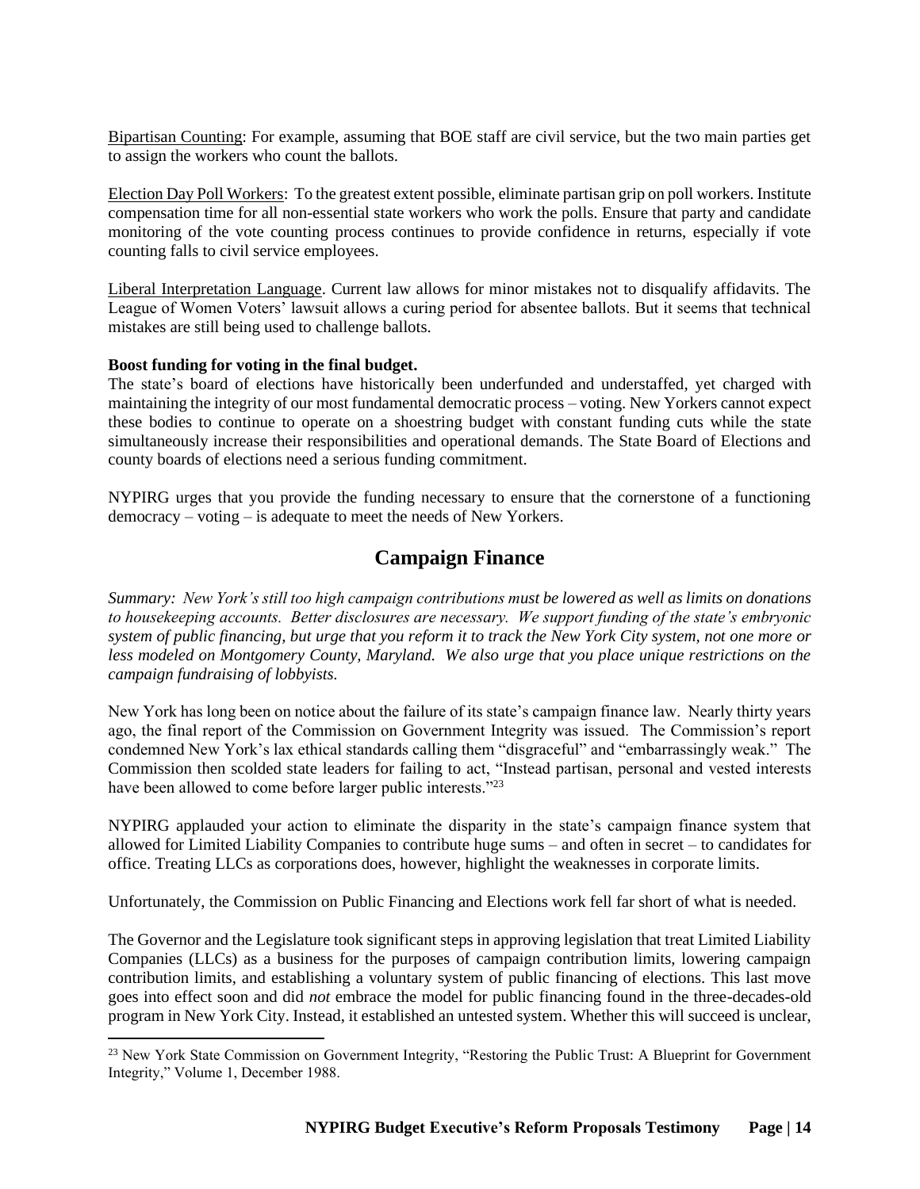Bipartisan Counting: For example, assuming that BOE staff are civil service, but the two main parties get to assign the workers who count the ballots.

Election Day Poll Workers: To the greatest extent possible, eliminate partisan grip on poll workers. Institute compensation time for all non-essential state workers who work the polls. Ensure that party and candidate monitoring of the vote counting process continues to provide confidence in returns, especially if vote counting falls to civil service employees.

Liberal Interpretation Language. Current law allows for minor mistakes not to disqualify affidavits. The League of Women Voters' lawsuit allows a curing period for absentee ballots. But it seems that technical mistakes are still being used to challenge ballots.

**Boost funding for voting in the final budget.**

The state's board of elections have historically been underfunded and understaffed, yet charged with maintaining the integrity of our most fundamental democratic process – voting. New Yorkers cannot expect these bodies to continue to operate on a shoestring budget with constant funding cuts while the state simultaneously increase their responsibilities and operational demands. The State Board of Elections and county boards of elections need a serious funding commitment.

NYPIRG urges that you provide the funding necessary to ensure that the cornerstone of a functioning democracy – voting – is adequate to meet the needs of New Yorkers.

## Campaign Finance

*Summary: New York's still too high campaign contributions must be lowered as well as limits on donations to housekeeping accounts. Better disclosures are necessary. We support funding of the state's embryonic system of public financing, but urge that you reform it to track the New York City system, not one more or less modeled on Montgomery County, Maryland. We also urge that you place unique restrictions on the campaign fundraising of lobbyists.*

New York has long been on notice about the failure of its state's campaign finance law. Nearly thirty years ago, the final report of the Commission on Government Integrity was issued. The Commission's report condemned New York's lax ethical standards calling them "disgraceful" and "embarrassingly weak." The Commission then scolded state leaders for failing to act, "Instead partisan, personal and vested interests have been allowed to come before larger public interests."[23]

NYPIRG applauded your action to eliminate the disparity in the state's campaign finance system that allowed for Limited Liability Companies to contribute huge sums – and often in secret – to candidates for office. Treating LLCs as corporations does, however, highlight the weaknesses in corporate limits.

Unfortunately, the Commission on Public Financing and Elections work fell far short of what is needed.

The Governor and the Legislature took significant steps in approving legislation that treat Limited Liability Companies (LLCs) as a business for the purposes of campaign contribution limits, lowering campaign contribution limits, and establishing a voluntary system of public financing of elections. This last move goes into effect soon and did *not* embrace the model for public financing found in the three-decades-old program in New York City. Instead, it established an untested system. Whether this will succeed is unclear,

[23] New York State Commission on Government Integrity, "Restoring the Public Trust: A Blueprint for Government Integrity," Volume 1, December 1988.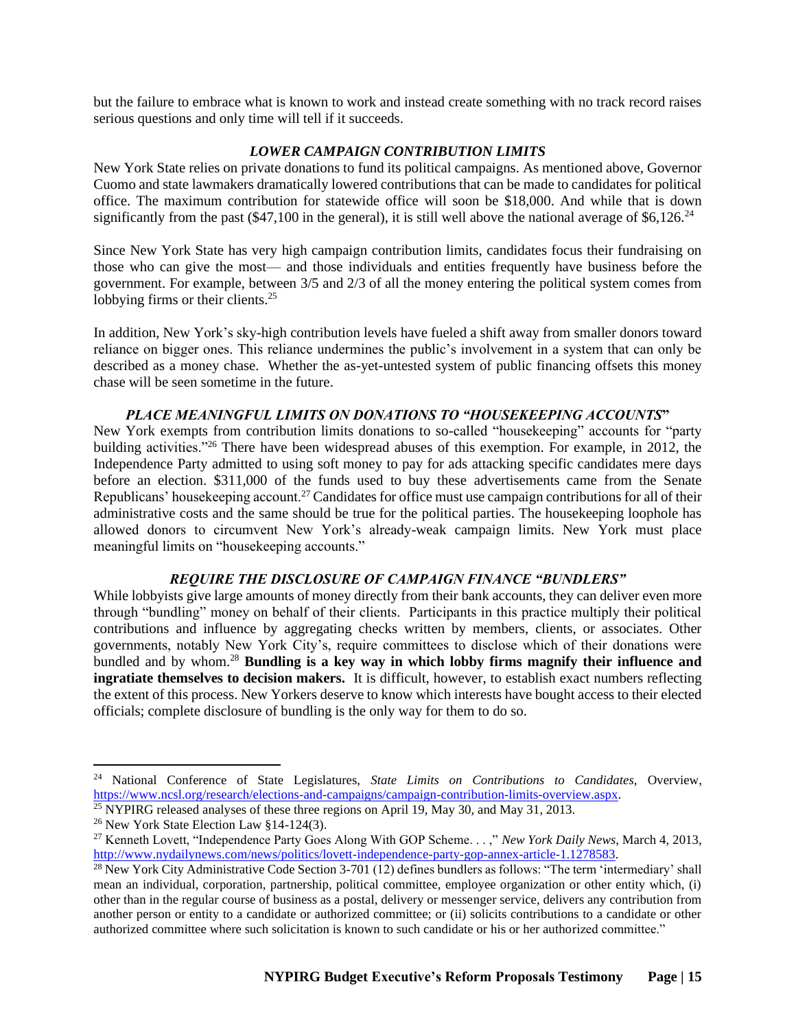but the failure to embrace what is known to work and instead create something with no track record raises serious questions and only time will tell if it succeeds.

### *LOWER CAMPAIGN CONTRIBUTION LIMITS*

New York State relies on private donations to fund its political campaigns. As mentioned above, Governor Cuomo and state lawmakers dramatically lowered contributions that can be made to candidates for political office. The maximum contribution for statewide office will soon be $18,000. And while that is down significantly from the past ($47,100 in the general), it is still well above the national average of $6,126.[24]

Since New York State has very high campaign contribution limits, candidates focus their fundraising on those who can give the most— and those individuals and entities frequently have business before the government. For example, between 3/5 and 2/3 of all the money entering the political system comes from lobbying firms or their clients.[25]

In addition, New York's sky-high contribution levels have fueled a shift away from smaller donors toward reliance on bigger ones. This reliance undermines the public's involvement in a system that can only be described as a money chase. Whether the as-yet-untested system of public financing offsets this money chase will be seen sometime in the future.

### *PLACE MEANINGFUL LIMITS ON DONATIONS TO "HOUSEKEEPING ACCOUNTS"*

New York exempts from contribution limits donations to so-called "housekeeping" accounts for "party building activities."[26] There have been widespread abuses of this exemption. For example, in 2012, the Independence Party admitted to using soft money to pay for ads attacking specific candidates mere days before an election. $311,000 of the funds used to buy these advertisements came from the Senate Republicans' housekeeping account.[27] Candidates for office must use campaign contributions for all of their administrative costs and the same should be true for the political parties. The housekeeping loophole has allowed donors to circumvent New York's already-weak campaign limits. New York must place meaningful limits on "housekeeping accounts."

### *REQUIRE THE DISCLOSURE OF CAMPAIGN FINANCE "BUNDLERS"*

While lobbyists give large amounts of money directly from their bank accounts, they can deliver even more through "bundling" money on behalf of their clients. Participants in this practice multiply their political contributions and influence by aggregating checks written by members, clients, or associates. Other governments, notably New York City's, require committees to disclose which of their donations were bundled and by whom.[28] **Bundling is a key way in which lobby firms magnify their influence and ingratiate themselves to decision makers.** It is difficult, however, to establish exact numbers reflecting the extent of this process. New Yorkers deserve to know which interests have bought access to their elected officials; complete disclosure of bundling is the only way for them to do so.

---

[24] National Conference of State Legislatures, *State Limits on Contributions to Candidates,* Overview, https://www.ncsl.org/research/elections-and-campaigns/campaign-contribution-limits-overview.aspx.

[25] NYPIRG released analyses of these three regions on April 19, May 30, and May 31, 2013.

[26] New York State Election Law §14-124(3).

[27] Kenneth Lovett, "Independence Party Goes Along With GOP Scheme. . . ," *New York Daily News*, March 4, 2013, http://www.nydailynews.com/news/politics/lovett-independence-party-gop-annex-article-1.1278583.

[28] New York City Administrative Code Section 3-701 (12) defines bundlers as follows: "The term 'intermediary' shall mean an individual, corporation, partnership, political committee, employee organization or other entity which, (i) other than in the regular course of business as a postal, delivery or messenger service, delivers any contribution from another person or entity to a candidate or authorized committee; or (ii) solicits contributions to a candidate or other authorized committee where such solicitation is known to such candidate or his or her authorized committee."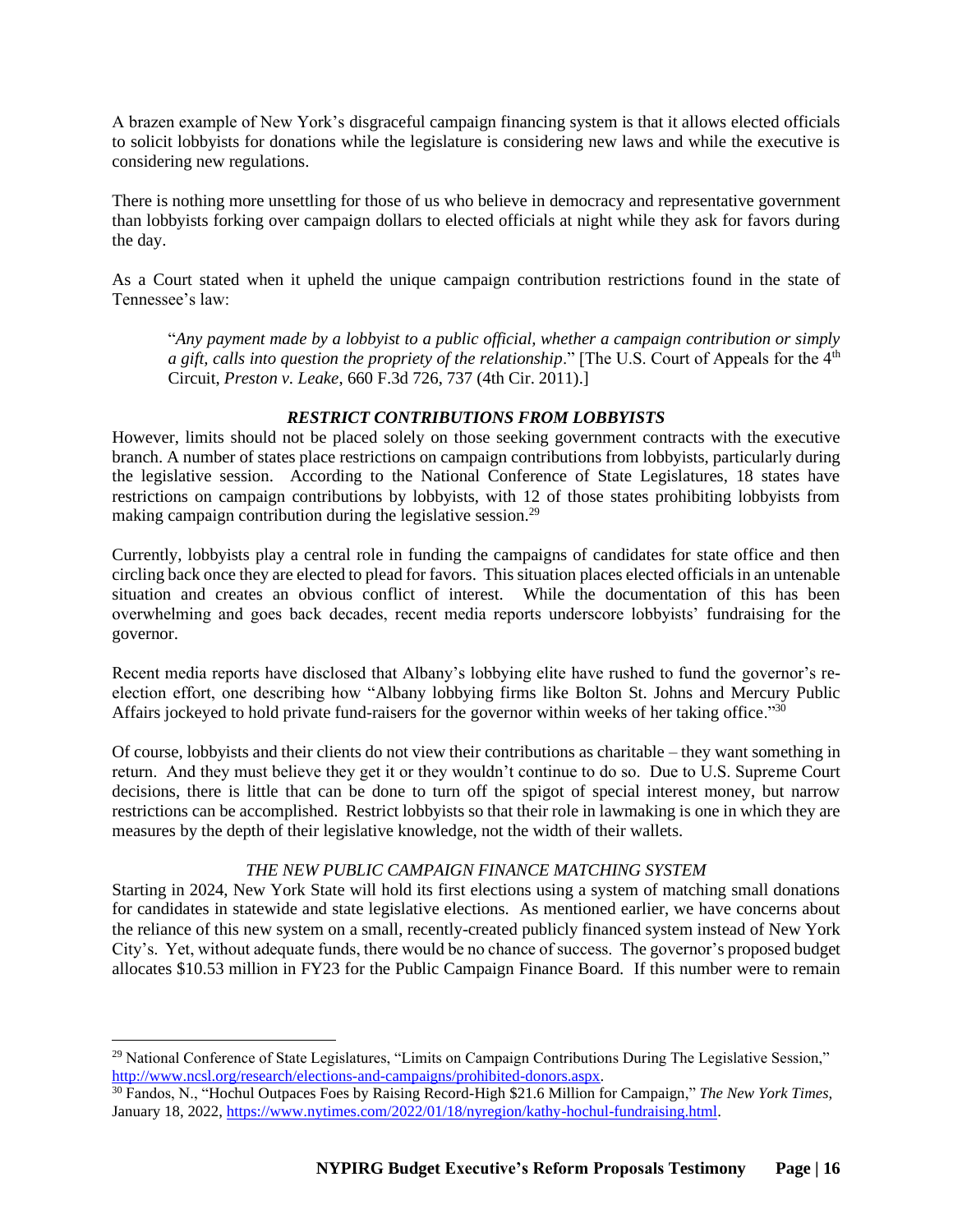A brazen example of New York's disgraceful campaign financing system is that it allows elected officials to solicit lobbyists for donations while the legislature is considering new laws and while the executive is considering new regulations.

There is nothing more unsettling for those of us who believe in democracy and representative government than lobbyists forking over campaign dollars to elected officials at night while they ask for favors during the day.

As a Court stated when it upheld the unique campaign contribution restrictions found in the state of Tennessee's law:

> "*Any payment made by a lobbyist to a public official, whether a campaign contribution or simply a gift, calls into question the propriety of the relationship*." [The U.S. Court of Appeals for the 4th Circuit, *Preston v. Leake*, 660 F.3d 726, 737 (4th Cir. 2011).]

### ***RESTRICT CONTRIBUTIONS FROM LOBBYISTS***

However, limits should not be placed solely on those seeking government contracts with the executive branch. A number of states place restrictions on campaign contributions from lobbyists, particularly during the legislative session. According to the National Conference of State Legislatures, 18 states have restrictions on campaign contributions by lobbyists, with 12 of those states prohibiting lobbyists from making campaign contribution during the legislative session.[29]

Currently, lobbyists play a central role in funding the campaigns of candidates for state office and then circling back once they are elected to plead for favors. This situation places elected officials in an untenable situation and creates an obvious conflict of interest. While the documentation of this has been overwhelming and goes back decades, recent media reports underscore lobbyists' fundraising for the governor.

Recent media reports have disclosed that Albany's lobbying elite have rushed to fund the governor's re-election effort, one describing how "Albany lobbying firms like Bolton St. Johns and Mercury Public Affairs jockeyed to hold private fund-raisers for the governor within weeks of her taking office."[30]

Of course, lobbyists and their clients do not view their contributions as charitable – they want something in return. And they must believe they get it or they wouldn't continue to do so. Due to U.S. Supreme Court decisions, there is little that can be done to turn off the spigot of special interest money, but narrow restrictions can be accomplished. Restrict lobbyists so that their role in lawmaking is one in which they are measures by the depth of their legislative knowledge, not the width of their wallets.

### *THE NEW PUBLIC CAMPAIGN FINANCE MATCHING SYSTEM*

Starting in 2024, New York State will hold its first elections using a system of matching small donations for candidates in statewide and state legislative elections. As mentioned earlier, we have concerns about the reliance of this new system on a small, recently-created publicly financed system instead of New York City's. Yet, without adequate funds, there would be no chance of success. The governor's proposed budget allocates $10.53 million in FY23 for the Public Campaign Finance Board. If this number were to remain

---

[29] National Conference of State Legislatures, "Limits on Campaign Contributions During The Legislative Session," http://www.ncsl.org/research/elections-and-campaigns/prohibited-donors.aspx.

[30] Fandos, N., "Hochul Outpaces Foes by Raising Record-High $21.6 Million for Campaign," *The New York Times,* January 18, 2022, https://www.nytimes.com/2022/01/18/nyregion/kathy-hochul-fundraising.html.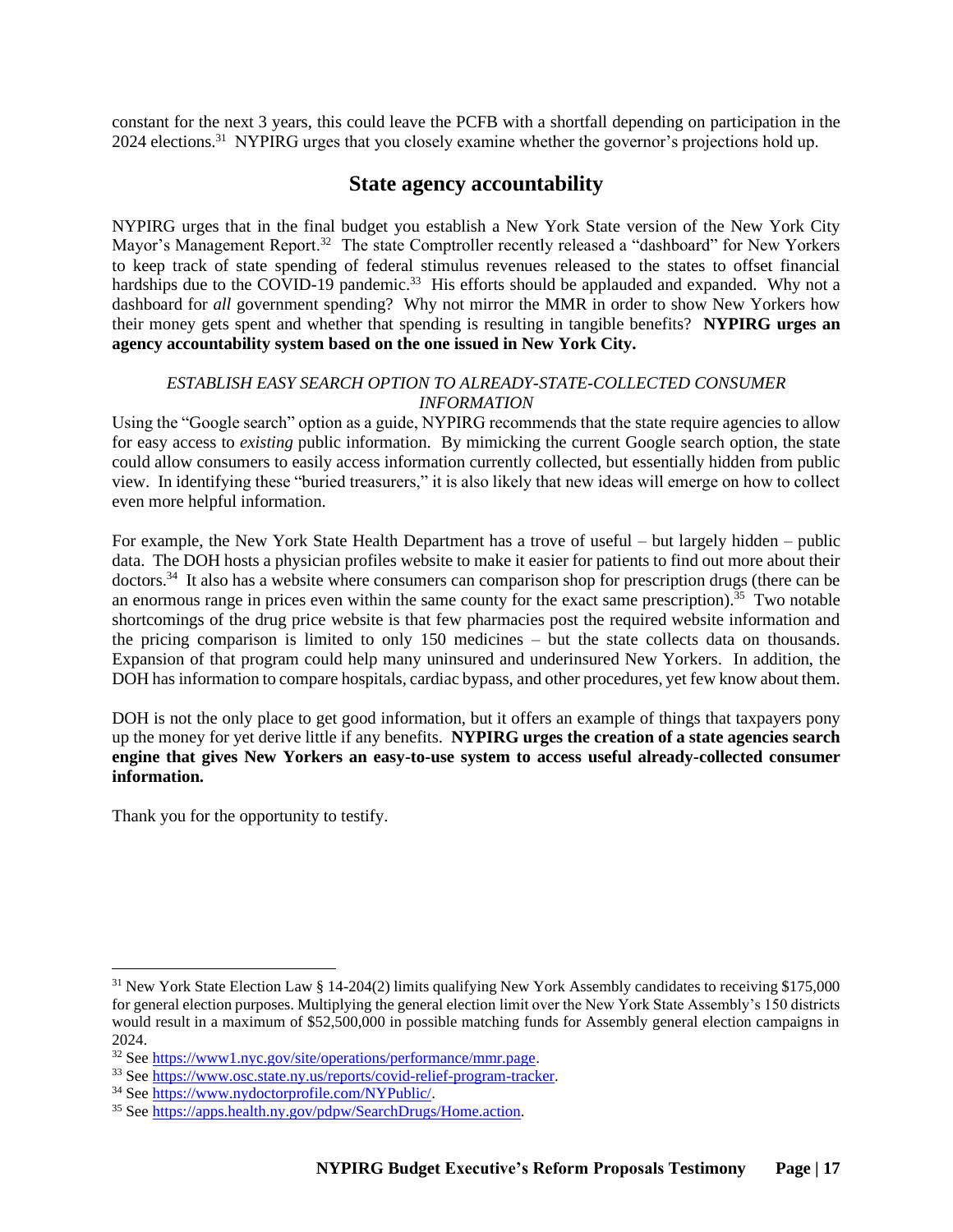constant for the next 3 years, this could leave the PCFB with a shortfall depending on participation in the 2024 elections.[31] NYPIRG urges that you closely examine whether the governor's projections hold up.

## State agency accountability

NYPIRG urges that in the final budget you establish a New York State version of the New York City Mayor's Management Report.[32] The state Comptroller recently released a "dashboard" for New Yorkers to keep track of state spending of federal stimulus revenues released to the states to offset financial hardships due to the COVID-19 pandemic.[33] His efforts should be applauded and expanded. Why not a dashboard for *all* government spending? Why not mirror the MMR in order to show New Yorkers how their money gets spent and whether that spending is resulting in tangible benefits? **NYPIRG urges an agency accountability system based on the one issued in New York City.**

### *ESTABLISH EASY SEARCH OPTION TO ALREADY-STATE-COLLECTED CONSUMER INFORMATION*

Using the "Google search" option as a guide, NYPIRG recommends that the state require agencies to allow for easy access to *existing* public information. By mimicking the current Google search option, the state could allow consumers to easily access information currently collected, but essentially hidden from public view. In identifying these "buried treasurers," it is also likely that new ideas will emerge on how to collect even more helpful information.

For example, the New York State Health Department has a trove of useful – but largely hidden – public data. The DOH hosts a physician profiles website to make it easier for patients to find out more about their doctors.[34] It also has a website where consumers can comparison shop for prescription drugs (there can be an enormous range in prices even within the same county for the exact same prescription).[35] Two notable shortcomings of the drug price website is that few pharmacies post the required website information and the pricing comparison is limited to only 150 medicines – but the state collects data on thousands. Expansion of that program could help many uninsured and underinsured New Yorkers. In addition, the DOH has information to compare hospitals, cardiac bypass, and other procedures, yet few know about them.

DOH is not the only place to get good information, but it offers an example of things that taxpayers pony up the money for yet derive little if any benefits. **NYPIRG urges the creation of a state agencies search engine that gives New Yorkers an easy-to-use system to access useful already-collected consumer information.**

Thank you for the opportunity to testify.

---

[31] New York State Election Law § 14-204(2) limits qualifying New York Assembly candidates to receiving $175,000 for general election purposes. Multiplying the general election limit over the New York State Assembly's 150 districts would result in a maximum of $52,500,000 in possible matching funds for Assembly general election campaigns in 2024.

[32] See https://www1.nyc.gov/site/operations/performance/mmr.page.

[33] See https://www.osc.state.ny.us/reports/covid-relief-program-tracker.

[34] See https://www.nydoctorprofile.com/NYPublic/.

[35] See https://apps.health.ny.gov/pdpw/SearchDrugs/Home.action.